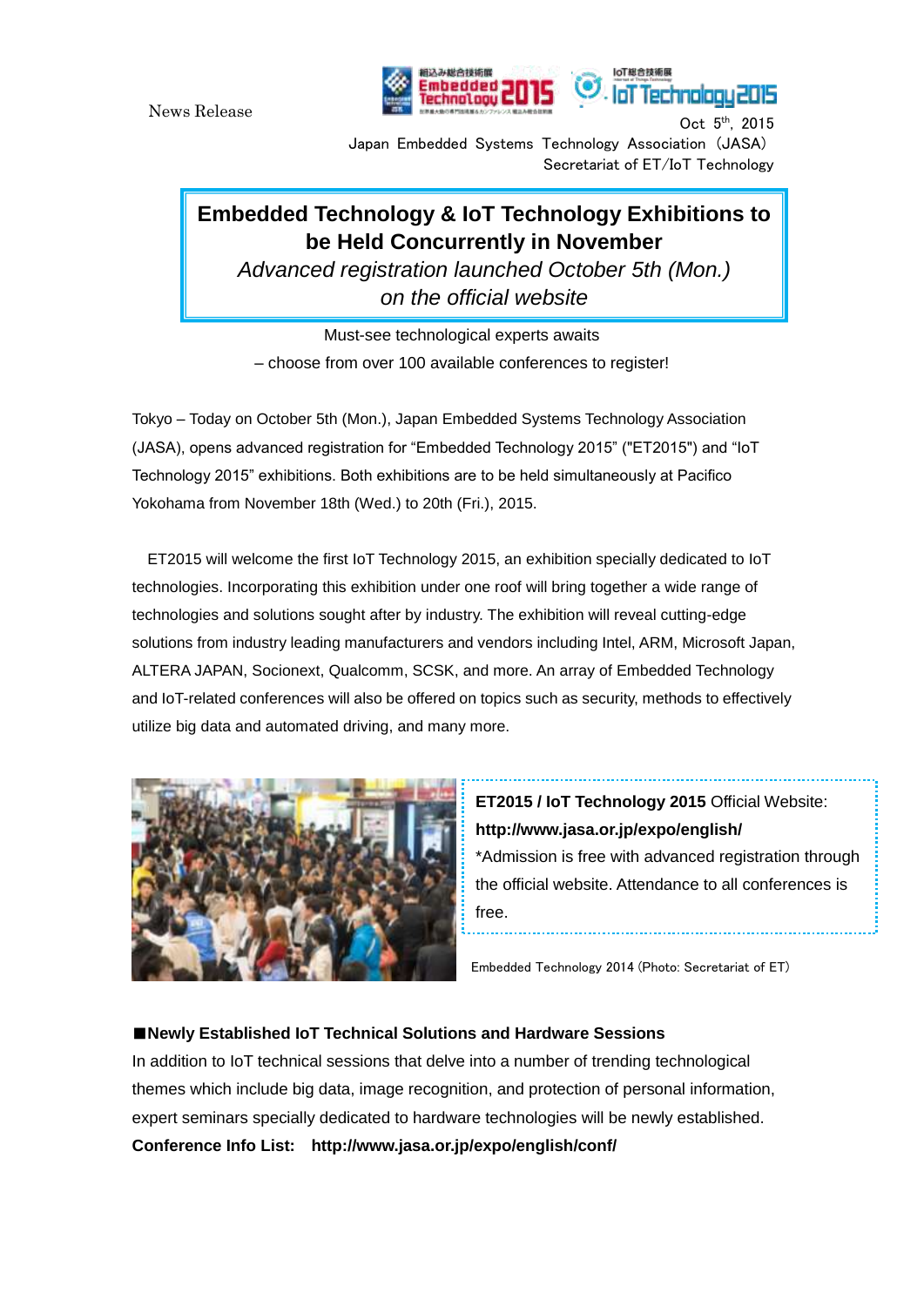News Release

Oct 5th, 2015
Japan Embedded Systems Technology Association (JASA)
Secretariat of ET/IoT Technology

# Embedded Technology & IoT Technology Exhibitions to be Held Concurrently in November

*Advanced registration launched October 5th (Mon.) on the official website*

Must-see technological experts awaits
– choose from over 100 available conferences to register!

Tokyo – Today on October 5th (Mon.), Japan Embedded Systems Technology Association (JASA), opens advanced registration for "Embedded Technology 2015" ("ET2015") and "IoT Technology 2015" exhibitions. Both exhibitions are to be held simultaneously at Pacifico Yokohama from November 18th (Wed.) to 20th (Fri.), 2015.

ET2015 will welcome the first IoT Technology 2015, an exhibition specially dedicated to IoT technologies. Incorporating this exhibition under one roof will bring together a wide range of technologies and solutions sought after by industry. The exhibition will reveal cutting-edge solutions from industry leading manufacturers and vendors including Intel, ARM, Microsoft Japan, ALTERA JAPAN, Socionext, Qualcomm, SCSK, and more. An array of Embedded Technology and IoT-related conferences will also be offered on topics such as security, methods to effectively utilize big data and automated driving, and many more.

**ET2015 / IoT Technology 2015** Official Website:
**http://www.jasa.or.jp/expo/english/**
*Admission is free with advanced registration through the official website. Attendance to all conferences is free.

Embedded Technology 2014 (Photo: Secretariat of ET)

**■Newly Established IoT Technical Solutions and Hardware Sessions**

In addition to IoT technical sessions that delve into a number of trending technological themes which include big data, image recognition, and protection of personal information, expert seminars specially dedicated to hardware technologies will be newly established.

**Conference Info List: http://www.jasa.or.jp/expo/english/conf/**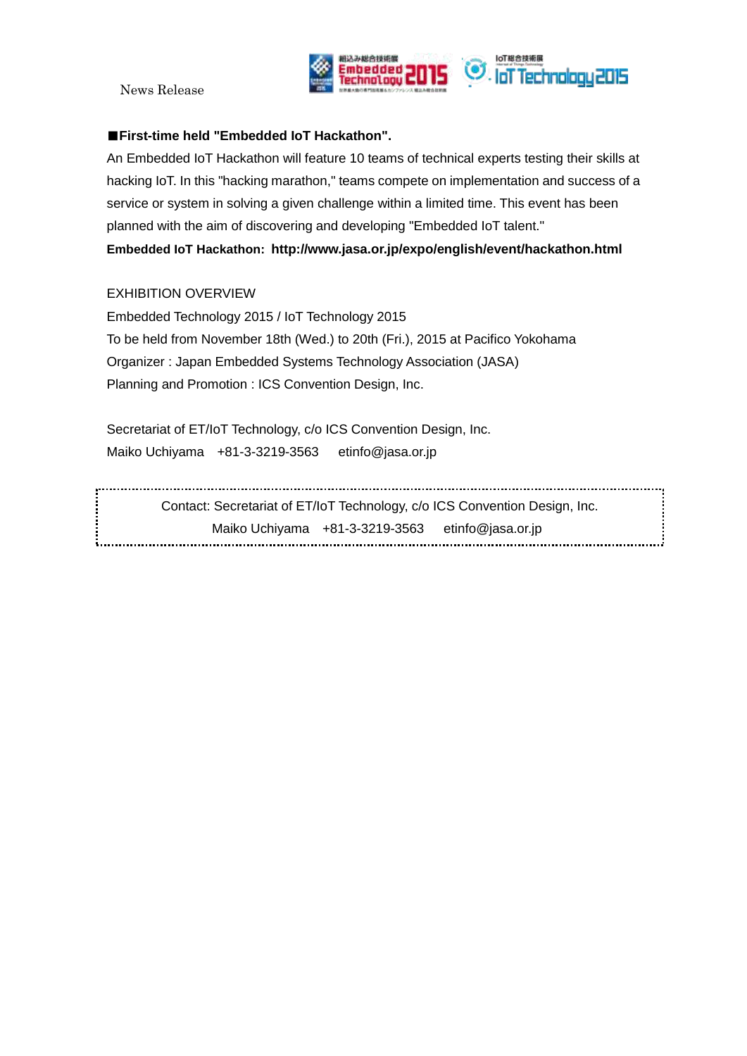News Release

**■First-time held "Embedded IoT Hackathon".**

An Embedded IoT Hackathon will feature 10 teams of technical experts testing their skills at hacking IoT. In this "hacking marathon," teams compete on implementation and success of a service or system in solving a given challenge within a limited time. This event has been planned with the aim of discovering and developing "Embedded IoT talent."

**Embedded IoT Hackathon: http://www.jasa.or.jp/expo/english/event/hackathon.html**

EXHIBITION OVERVIEW

Embedded Technology 2015 / IoT Technology 2015

To be held from November 18th (Wed.) to 20th (Fri.), 2015 at Pacifico Yokohama

Organizer : Japan Embedded Systems Technology Association (JASA)

Planning and Promotion : ICS Convention Design, Inc.

Secretariat of ET/IoT Technology, c/o ICS Convention Design, Inc.

Maiko Uchiyama +81-3-3219-3563 etinfo@jasa.or.jp

Contact: Secretariat of ET/IoT Technology, c/o ICS Convention Design, Inc.

Maiko Uchiyama +81-3-3219-3563 etinfo@jasa.or.jp